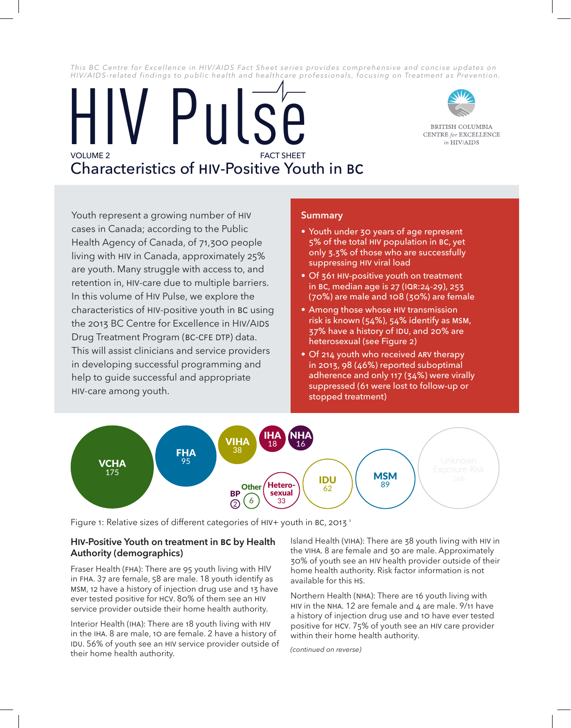*This BC Centre for Excellence in HIV/AIDS Fact Sheet series provides comprehensive and concise updates on HIV/AIDS-related findings to public health and healthcare professionals, focusing on Treatment as Prevention.*

# HIV Pulse

VOLUME 2 FACT SHEET

BRITISH COLUMBIA CENTRE *for* EXCELLENCE *in* HIV/AIDS

## Characteristics of HIV-Positive Youth in BC

Youth represent a growing number of HIV cases in Canada; according to the Public Health Agency of Canada, of 71,300 people living with HIV in Canada, approximately 25% are youth. Many struggle with access to, and retention in, HIV-care due to multiple barriers. In this volume of HIV Pulse, we explore the characteristics of HIV-positive youth in BC using the 2013 BC Centre for Excellence in HIV/AIDS Drug Treatment Program (BC-CFE DTP) data. This will assist clinicians and service providers in developing successful programming and help to guide successful and appropriate HIV-care among youth.

### Summary

- Youth under 30 years of age represent 5% of the total HIV population in BC, yet only 3.3% of those who are successfully suppressing HIV viral load
- Of 361 HIV-positive youth on treatment in BC, median age is 27 (IQR:24-29), 253 (70%) are male and 108 (30%) are female
- Among those whose HIV transmission risk is known (54%), 54% identify as MSM, 37% have a history of IDU, and 20% are heterosexual (see Figure 2)
- Of 214 youth who received ARV therapy in 2013, 98 (46%) reported suboptimal adherence and only 117 (34%) were virally suppressed (61 were lost to follow-up or stopped treatment)

VCHA 175 | FHA 95 | VIHA 38 | IHA 18 | NHA 16 | BP 2 | Other 6 | Heterosexual 33 | IDU 62 | MSM 89 | Unknown Exposure Risk 166

Figure 1: Relative sizes of different categories of HIV+ youth in BC, 2013 [1]

### HIV-Positive Youth on treatment in BC by Health Authority (demographics)

Fraser Health (FHA): There are 95 youth living with HIV in FHA. 37 are female, 58 are male. 18 youth identify as MSM, 12 have a history of injection drug use and 13 have ever tested positive for HCV. 80% of them see an HIV service provider outside their home health authority.

Interior Health (IHA): There are 18 youth living with HIV in the IHA. 8 are male, 10 are female. 2 have a history of IDU. 56% of youth see an HIV service provider outside of their home health authority.

Island Health (VIHA): There are 38 youth living with HIV in the VIHA. 8 are female and 30 are male. Approximately 30% of youth see an HIV health provider outside of their home health authority. Risk factor information is not available for this HS.

Northern Health (NHA): There are 16 youth living with HIV in the NHA. 12 are female and 4 are male. 9/11 have a history of injection drug use and 10 have ever tested positive for HCV. 75% of youth see an HIV care provider within their home health authority.

*(continued on reverse)*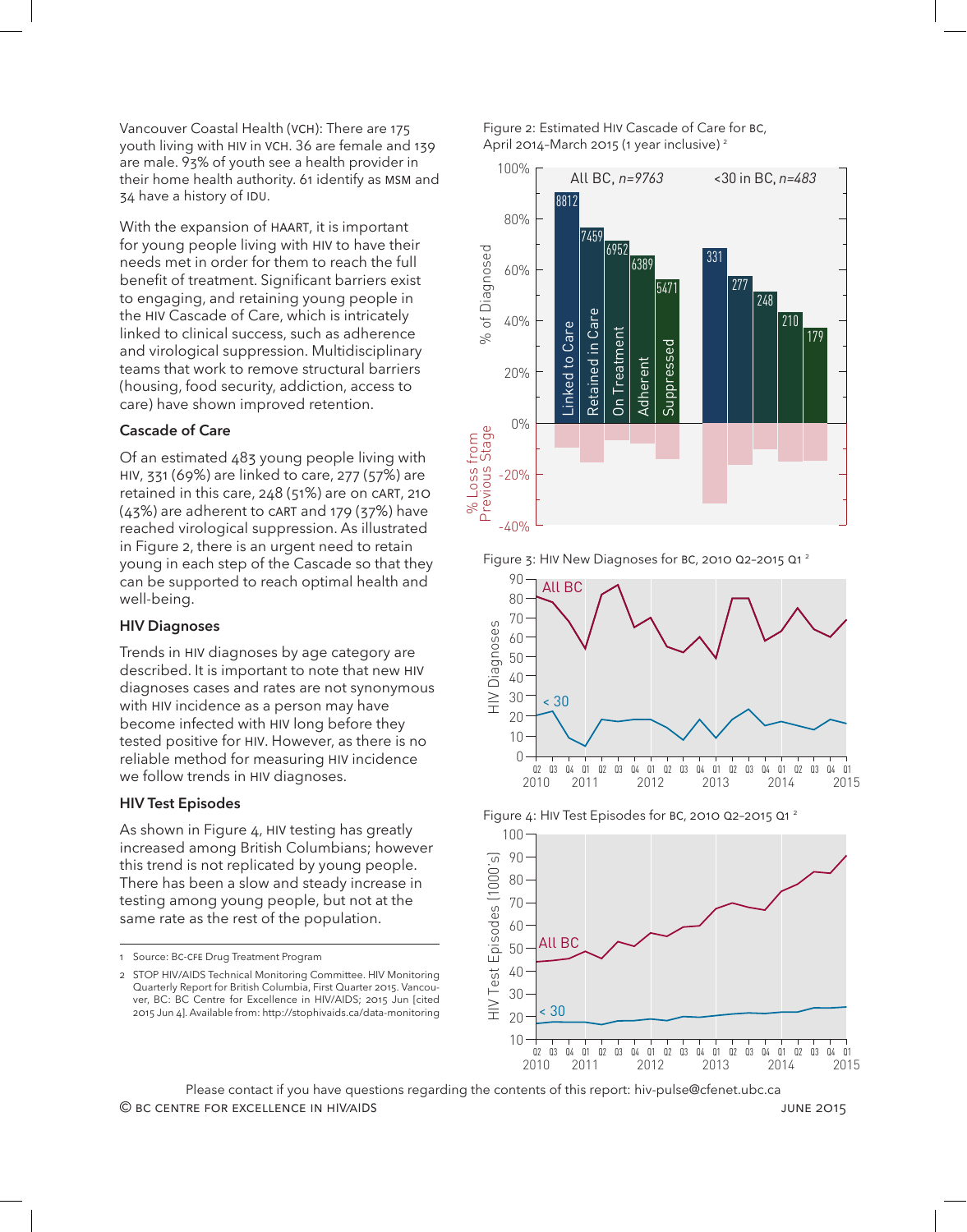Vancouver Coastal Health (VCH): There are 175 youth living with HIV in VCH. 36 are female and 139 are male. 93% of youth see a health provider in their home health authority. 61 identify as MSM and 34 have a history of IDU.

With the expansion of HAART, it is important for young people living with HIV to have their needs met in order for them to reach the full benefit of treatment. Significant barriers exist to engaging, and retaining young people in the HIV Cascade of Care, which is intricately linked to clinical success, such as adherence and virological suppression. Multidisciplinary teams that work to remove structural barriers (housing, food security, addiction, access to care) have shown improved retention.

### Cascade of Care

Of an estimated 483 young people living with HIV, 331 (69%) are linked to care, 277 (57%) are retained in this care, 248 (51%) are on cART, 210 (43%) are adherent to cART and 179 (37%) have reached virological suppression. As illustrated in Figure 2, there is an urgent need to retain young in each step of the Cascade so that they can be supported to reach optimal health and well-being.

### HIV Diagnoses

Trends in HIV diagnoses by age category are described. It is important to note that new HIV diagnoses cases and rates are not synonymous with HIV incidence as a person may have become infected with HIV long before they tested positive for HIV. However, as there is no reliable method for measuring HIV incidence we follow trends in HIV diagnoses.

### HIV Test Episodes

As shown in Figure 4, HIV testing has greatly increased among British Columbians; however this trend is not replicated by young people. There has been a slow and steady increase in testing among young people, but not at the same rate as the rest of the population.

---

1 Source: BC-CFE Drug Treatment Program

2 STOP HIV/AIDS Technical Monitoring Committee. HIV Monitoring Quarterly Report for British Columbia, First Quarter 2015. Vancouver, BC: BC Centre for Excellence in HIV/AIDS; 2015 Jun [cited 2015 Jun 4]. Available from: http://stophivaids.ca/data-monitoring

Figure 2: Estimated HIV Cascade of Care for BC, April 2014-March 2015 (1 year inclusive) [2]

All BC, *n=9763*
<30 in BC, *n=483*
% of Diagnosed
% Loss from Previous Stage
100%, 80%, 60%, 40%, 20%, 0%, -20%, -40%
Linked to Care, Retained in Care, On Treatment, Adherent, Suppressed
8812, 7459, 6952, 6389, 5471
331, 277, 248, 210, 179

Figure 3: HIV New Diagnoses for BC, 2010 Q2–2015 Q1 [2]

HIV Diagnoses
All BC
< 30
0, 10, 20, 30, 40, 50, 60, 70, 80, 90
Q2 Q3 Q4 Q1 Q2 Q3 Q4 Q1 Q2 Q3 Q4 Q1 Q2 Q3 Q4 Q1 Q2 Q3 Q4 Q1
2010, 2011, 2012, 2013, 2014, 2015

Figure 4: HIV Test Episodes for BC, 2010 Q2–2015 Q1 [2]

HIV Test Episodes (1000's)
All BC
< 30
10, 20, 30, 40, 50, 60, 70, 80, 90, 100
Q2 Q3 Q4 Q1 Q2 Q3 Q4 Q1 Q2 Q3 Q4 Q1 Q2 Q3 Q4 Q1 Q2 Q3 Q4 Q1
2010, 2011, 2012, 2013, 2014, 2015

Please contact if you have questions regarding the contents of this report: hiv-pulse@cfenet.ubc.ca

© BC CENTRE FOR EXCELLENCE IN HIV/AIDS — JUNE 2015